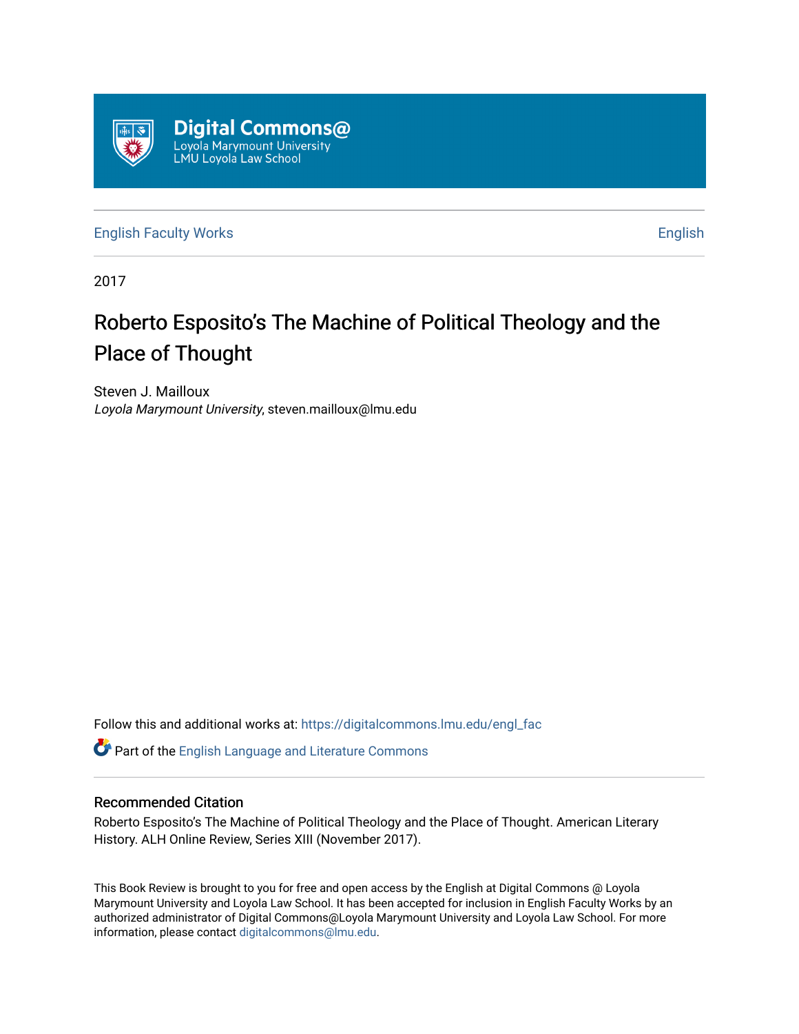Digital Commons@
Loyola Marymount University
LMU Loyola Law School

English Faculty Works | English

2017

# Roberto Esposito's The Machine of Political Theology and the Place of Thought

Steven J. Mailloux
*Loyola Marymount University*, steven.mailloux@lmu.edu

Follow this and additional works at: https://digitalcommons.lmu.edu/engl_fac

Part of the English Language and Literature Commons

## Recommended Citation

Roberto Esposito's The Machine of Political Theology and the Place of Thought. American Literary History. ALH Online Review, Series XIII (November 2017).

This Book Review is brought to you for free and open access by the English at Digital Commons @ Loyola Marymount University and Loyola Law School. It has been accepted for inclusion in English Faculty Works by an authorized administrator of Digital Commons@Loyola Marymount University and Loyola Law School. For more information, please contact digitalcommons@lmu.edu.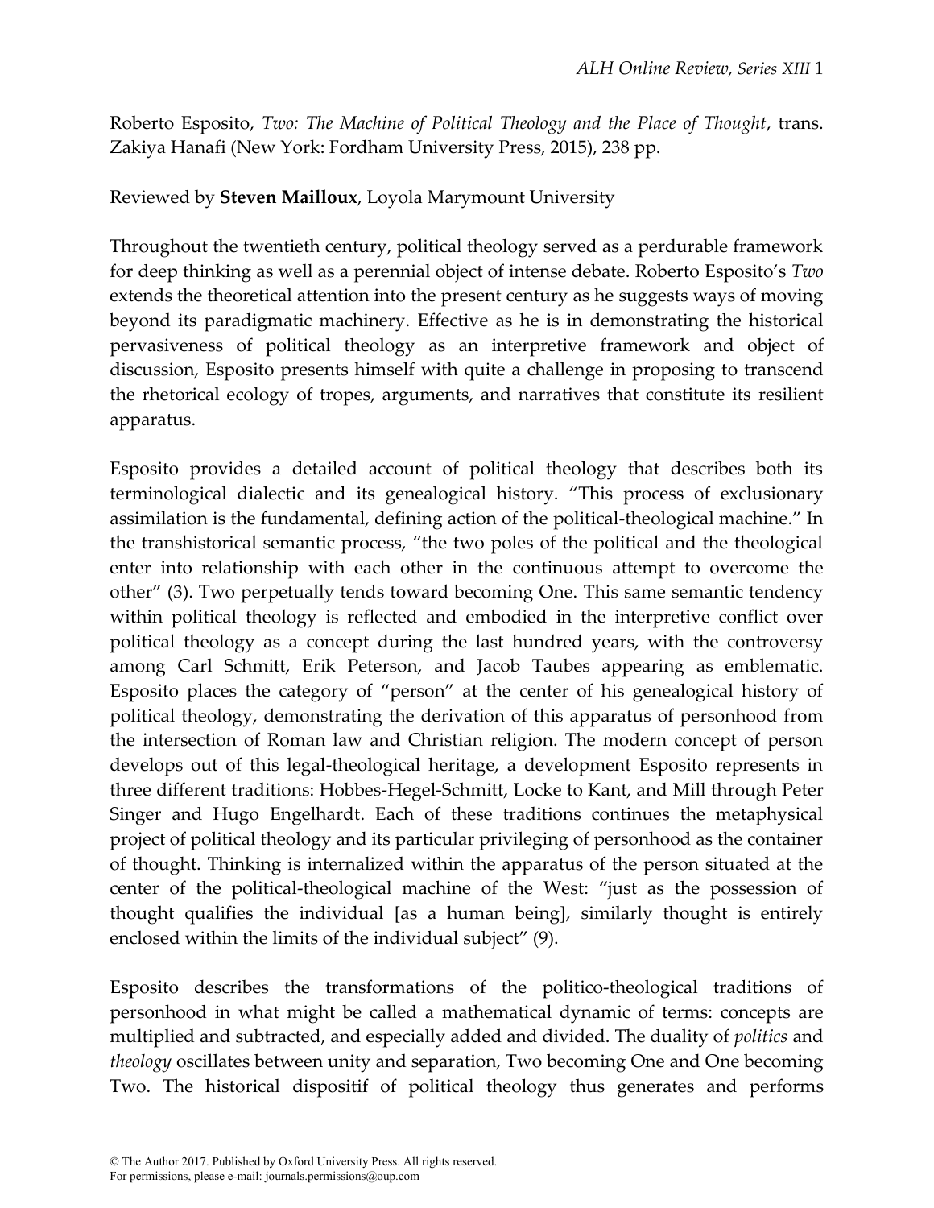Roberto Esposito, *Two: The Machine of Political Theology and the Place of Thought*, trans. Zakiya Hanafi (New York: Fordham University Press, 2015), 238 pp.

Reviewed by **Steven Mailloux**, Loyola Marymount University

Throughout the twentieth century, political theology served as a perdurable framework for deep thinking as well as a perennial object of intense debate. Roberto Esposito's *Two* extends the theoretical attention into the present century as he suggests ways of moving beyond its paradigmatic machinery. Effective as he is in demonstrating the historical pervasiveness of political theology as an interpretive framework and object of discussion, Esposito presents himself with quite a challenge in proposing to transcend the rhetorical ecology of tropes, arguments, and narratives that constitute its resilient apparatus.

Esposito provides a detailed account of political theology that describes both its terminological dialectic and its genealogical history. "This process of exclusionary assimilation is the fundamental, defining action of the political-theological machine." In the transhistorical semantic process, "the two poles of the political and the theological enter into relationship with each other in the continuous attempt to overcome the other" (3). Two perpetually tends toward becoming One. This same semantic tendency within political theology is reflected and embodied in the interpretive conflict over political theology as a concept during the last hundred years, with the controversy among Carl Schmitt, Erik Peterson, and Jacob Taubes appearing as emblematic. Esposito places the category of "person" at the center of his genealogical history of political theology, demonstrating the derivation of this apparatus of personhood from the intersection of Roman law and Christian religion. The modern concept of person develops out of this legal-theological heritage, a development Esposito represents in three different traditions: Hobbes-Hegel-Schmitt, Locke to Kant, and Mill through Peter Singer and Hugo Engelhardt. Each of these traditions continues the metaphysical project of political theology and its particular privileging of personhood as the container of thought. Thinking is internalized within the apparatus of the person situated at the center of the political-theological machine of the West: "just as the possession of thought qualifies the individual [as a human being], similarly thought is entirely enclosed within the limits of the individual subject" (9).

Esposito describes the transformations of the politico-theological traditions of personhood in what might be called a mathematical dynamic of terms: concepts are multiplied and subtracted, and especially added and divided. The duality of *politics* and *theology* oscillates between unity and separation, Two becoming One and One becoming Two. The historical dispositif of political theology thus generates and performs

© The Author 2017. Published by Oxford University Press. All rights reserved.
For permissions, please e-mail: journals.permissions@oup.com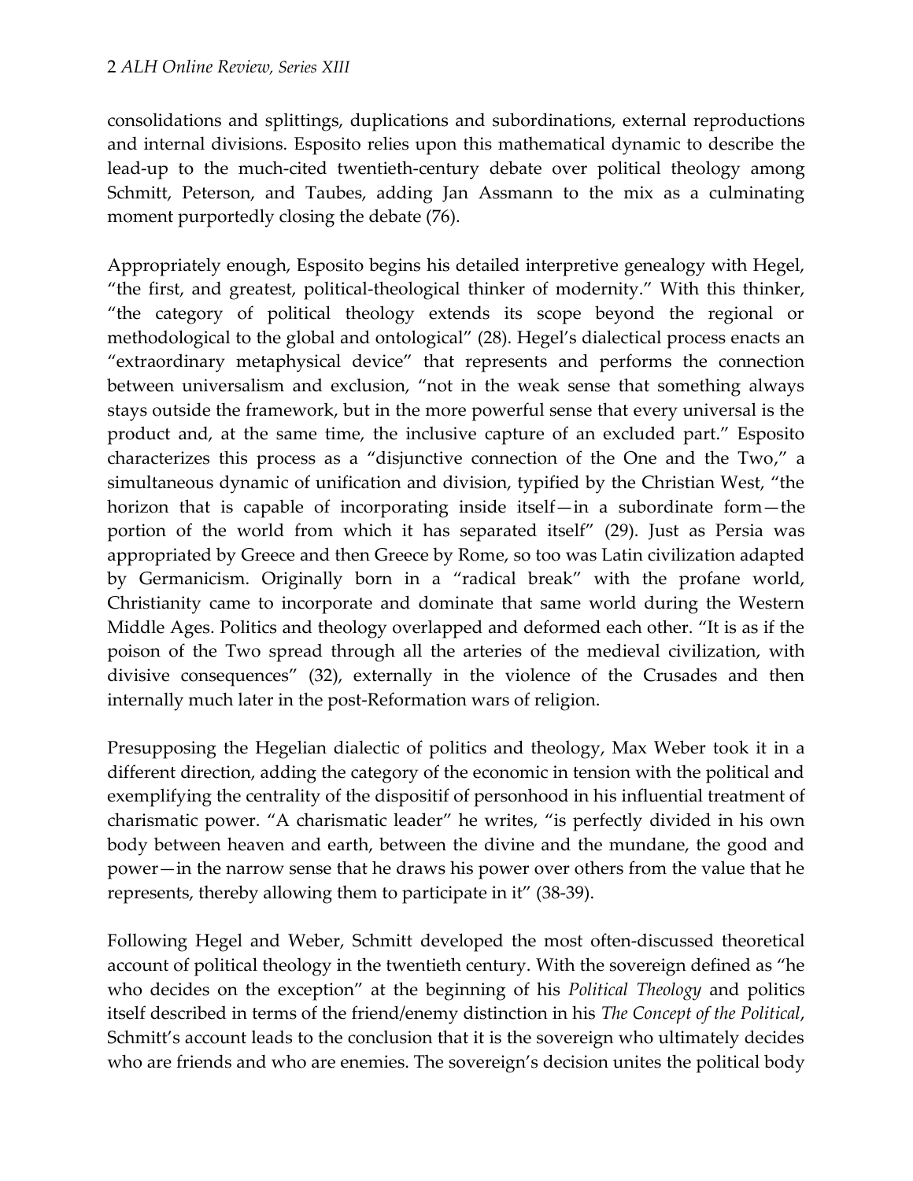consolidations and splittings, duplications and subordinations, external reproductions and internal divisions. Esposito relies upon this mathematical dynamic to describe the lead-up to the much-cited twentieth-century debate over political theology among Schmitt, Peterson, and Taubes, adding Jan Assmann to the mix as a culminating moment purportedly closing the debate (76).

Appropriately enough, Esposito begins his detailed interpretive genealogy with Hegel, "the first, and greatest, political-theological thinker of modernity." With this thinker, "the category of political theology extends its scope beyond the regional or methodological to the global and ontological" (28). Hegel's dialectical process enacts an "extraordinary metaphysical device" that represents and performs the connection between universalism and exclusion, "not in the weak sense that something always stays outside the framework, but in the more powerful sense that every universal is the product and, at the same time, the inclusive capture of an excluded part." Esposito characterizes this process as a "disjunctive connection of the One and the Two," a simultaneous dynamic of unification and division, typified by the Christian West, "the horizon that is capable of incorporating inside itself—in a subordinate form—the portion of the world from which it has separated itself" (29). Just as Persia was appropriated by Greece and then Greece by Rome, so too was Latin civilization adapted by Germanicism. Originally born in a "radical break" with the profane world, Christianity came to incorporate and dominate that same world during the Western Middle Ages. Politics and theology overlapped and deformed each other. "It is as if the poison of the Two spread through all the arteries of the medieval civilization, with divisive consequences" (32), externally in the violence of the Crusades and then internally much later in the post-Reformation wars of religion.

Presupposing the Hegelian dialectic of politics and theology, Max Weber took it in a different direction, adding the category of the economic in tension with the political and exemplifying the centrality of the dispositif of personhood in his influential treatment of charismatic power. "A charismatic leader" he writes, "is perfectly divided in his own body between heaven and earth, between the divine and the mundane, the good and power—in the narrow sense that he draws his power over others from the value that he represents, thereby allowing them to participate in it" (38-39).

Following Hegel and Weber, Schmitt developed the most often-discussed theoretical account of political theology in the twentieth century. With the sovereign defined as "he who decides on the exception" at the beginning of his *Political Theology* and politics itself described in terms of the friend/enemy distinction in his *The Concept of the Political*, Schmitt's account leads to the conclusion that it is the sovereign who ultimately decides who are friends and who are enemies. The sovereign's decision unites the political body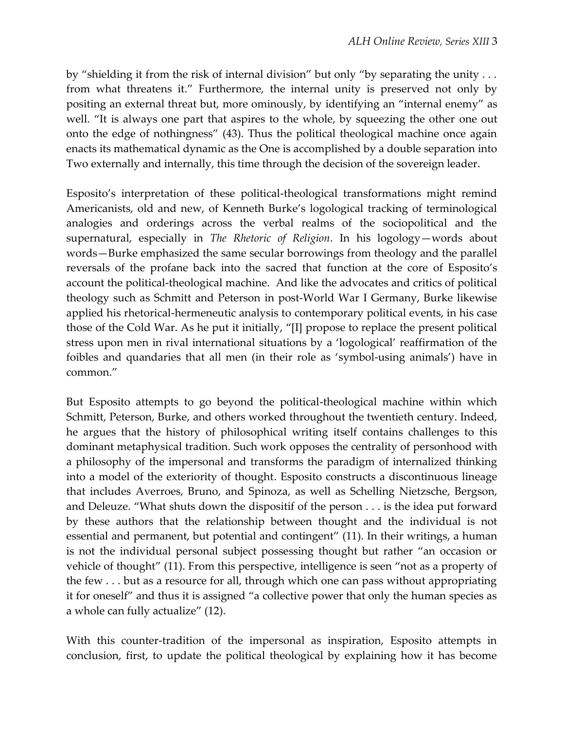by "shielding it from the risk of internal division" but only "by separating the unity . . . from what threatens it." Furthermore, the internal unity is preserved not only by positing an external threat but, more ominously, by identifying an "internal enemy" as well. "It is always one part that aspires to the whole, by squeezing the other one out onto the edge of nothingness" (43). Thus the political theological machine once again enacts its mathematical dynamic as the One is accomplished by a double separation into Two externally and internally, this time through the decision of the sovereign leader.

Esposito's interpretation of these political-theological transformations might remind Americanists, old and new, of Kenneth Burke's logological tracking of terminological analogies and orderings across the verbal realms of the sociopolitical and the supernatural, especially in *The Rhetoric of Religion*. In his logology—words about words—Burke emphasized the same secular borrowings from theology and the parallel reversals of the profane back into the sacred that function at the core of Esposito's account the political-theological machine. And like the advocates and critics of political theology such as Schmitt and Peterson in post-World War I Germany, Burke likewise applied his rhetorical-hermeneutic analysis to contemporary political events, in his case those of the Cold War. As he put it initially, "[I] propose to replace the present political stress upon men in rival international situations by a 'logological' reaffirmation of the foibles and quandaries that all men (in their role as 'symbol-using animals') have in common."

But Esposito attempts to go beyond the political-theological machine within which Schmitt, Peterson, Burke, and others worked throughout the twentieth century. Indeed, he argues that the history of philosophical writing itself contains challenges to this dominant metaphysical tradition. Such work opposes the centrality of personhood with a philosophy of the impersonal and transforms the paradigm of internalized thinking into a model of the exteriority of thought. Esposito constructs a discontinuous lineage that includes Averroes, Bruno, and Spinoza, as well as Schelling Nietzsche, Bergson, and Deleuze. "What shuts down the dispositif of the person . . . is the idea put forward by these authors that the relationship between thought and the individual is not essential and permanent, but potential and contingent" (11). In their writings, a human is not the individual personal subject possessing thought but rather "an occasion or vehicle of thought" (11). From this perspective, intelligence is seen "not as a property of the few . . . but as a resource for all, through which one can pass without appropriating it for oneself" and thus it is assigned "a collective power that only the human species as a whole can fully actualize" (12).

With this counter-tradition of the impersonal as inspiration, Esposito attempts in conclusion, first, to update the political theological by explaining how it has become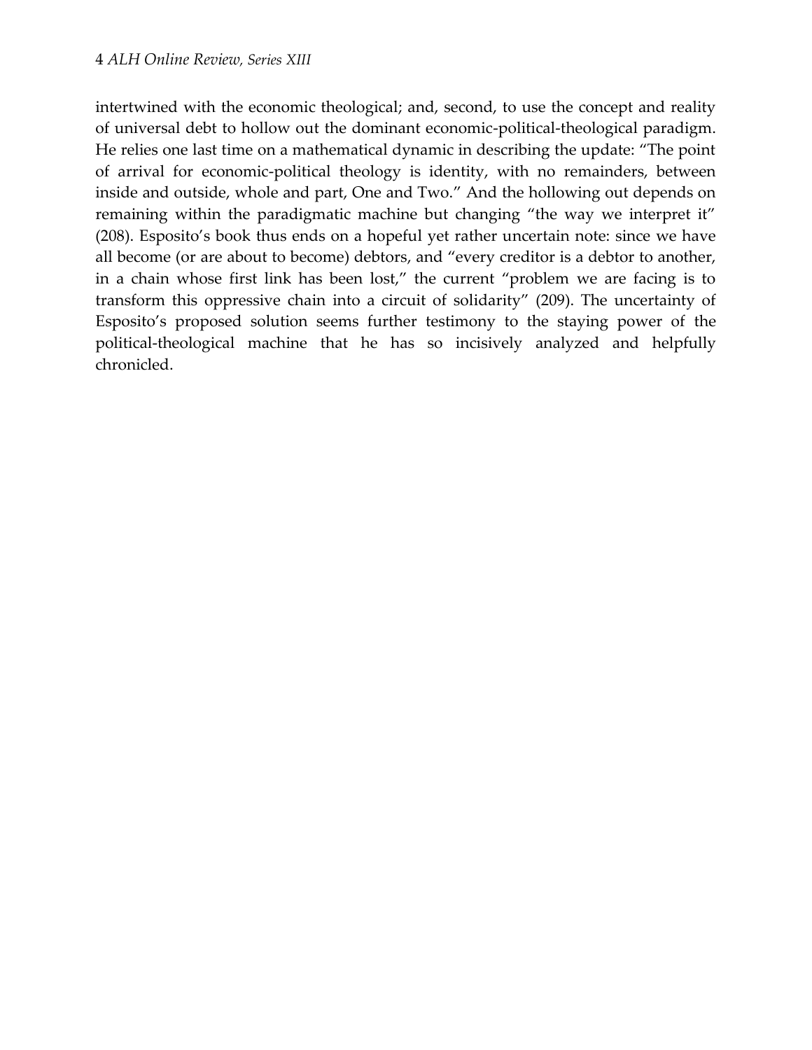intertwined with the economic theological; and, second, to use the concept and reality of universal debt to hollow out the dominant economic-political-theological paradigm. He relies one last time on a mathematical dynamic in describing the update: "The point of arrival for economic-political theology is identity, with no remainders, between inside and outside, whole and part, One and Two." And the hollowing out depends on remaining within the paradigmatic machine but changing "the way we interpret it" (208). Esposito's book thus ends on a hopeful yet rather uncertain note: since we have all become (or are about to become) debtors, and "every creditor is a debtor to another, in a chain whose first link has been lost," the current "problem we are facing is to transform this oppressive chain into a circuit of solidarity" (209). The uncertainty of Esposito's proposed solution seems further testimony to the staying power of the political-theological machine that he has so incisively analyzed and helpfully chronicled.